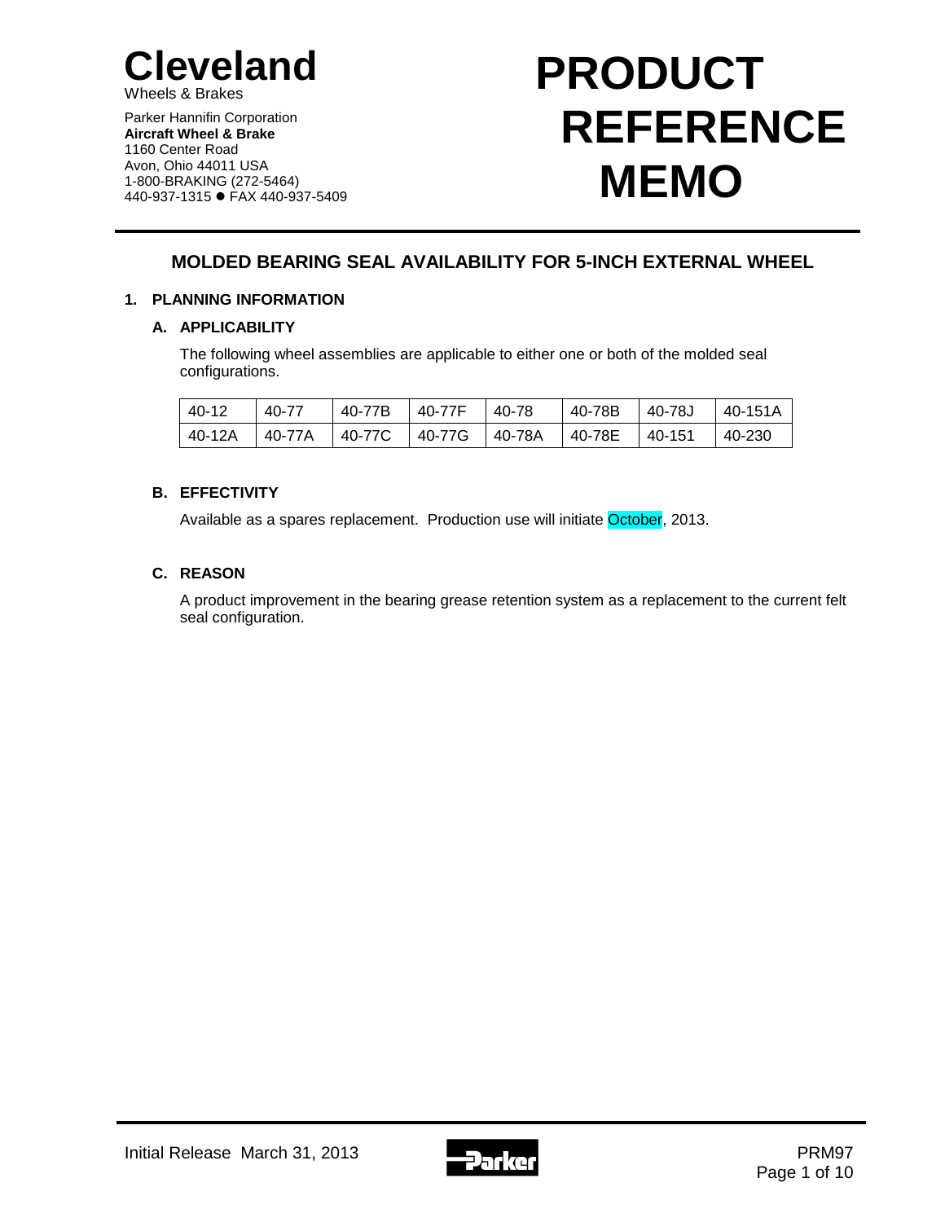# Cleveland

Wheels & Brakes

Parker Hannifin Corporation
**Aircraft Wheel & Brake**
1160 Center Road
Avon, Ohio 44011 USA
1-800-BRAKING (272-5464)
440-937-1315 ● FAX 440-937-5409

# PRODUCT REFERENCE MEMO

## MOLDED BEARING SEAL AVAILABILITY FOR 5-INCH EXTERNAL WHEEL

### 1. PLANNING INFORMATION

#### A. APPLICABILITY

The following wheel assemblies are applicable to either one or both of the molded seal configurations.

| | | | | | | | |
|---|---|---|---|---|---|---|---|
| 40-12 | 40-77 | 40-77B | 40-77F | 40-78 | 40-78B | 40-78J | 40-151A |
| 40-12A | 40-77A | 40-77C | 40-77G | 40-78A | 40-78E | 40-151 | 40-230 |

#### B. EFFECTIVITY

Available as a spares replacement. Production use will initiate October, 2013.

#### C. REASON

A product improvement in the bearing grease retention system as a replacement to the current felt seal configuration.

Initial Release March 31, 2013

PRM97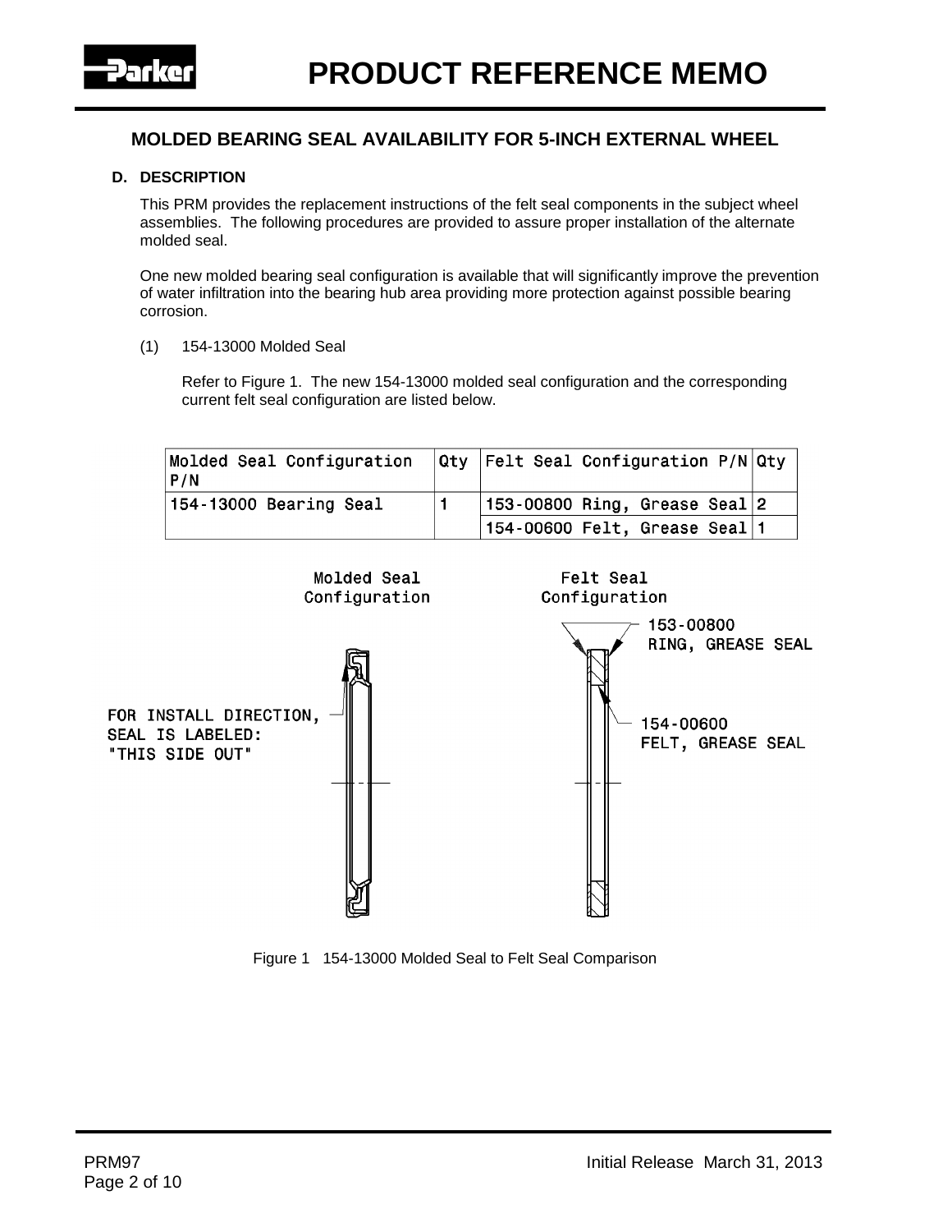# PRODUCT REFERENCE MEMO

## MOLDED BEARING SEAL AVAILABILITY FOR 5-INCH EXTERNAL WHEEL

### D. DESCRIPTION

This PRM provides the replacement instructions of the felt seal components in the subject wheel assemblies. The following procedures are provided to assure proper installation of the alternate molded seal.

One new molded bearing seal configuration is available that will significantly improve the prevention of water infiltration into the bearing hub area providing more protection against possible bearing corrosion.

(1) 154-13000 Molded Seal

Refer to Figure 1. The new 154-13000 molded seal configuration and the corresponding current felt seal configuration are listed below.

| Molded Seal Configuration P/N | Qty | Felt Seal Configuration P/N | Qty |
|---|---|---|---|
| 154-13000 Bearing Seal | 1 | 153-00800 Ring, Grease Seal | 2 |
| | | 154-00600 Felt, Grease Seal | 1 |

Molded Seal Configuration

Felt Seal Configuration

FOR INSTALL DIRECTION, SEAL IS LABELED: "THIS SIDE OUT"

153-00800 RING, GREASE SEAL

154-00600 FELT, GREASE SEAL

Figure 1 154-13000 Molded Seal to Felt Seal Comparison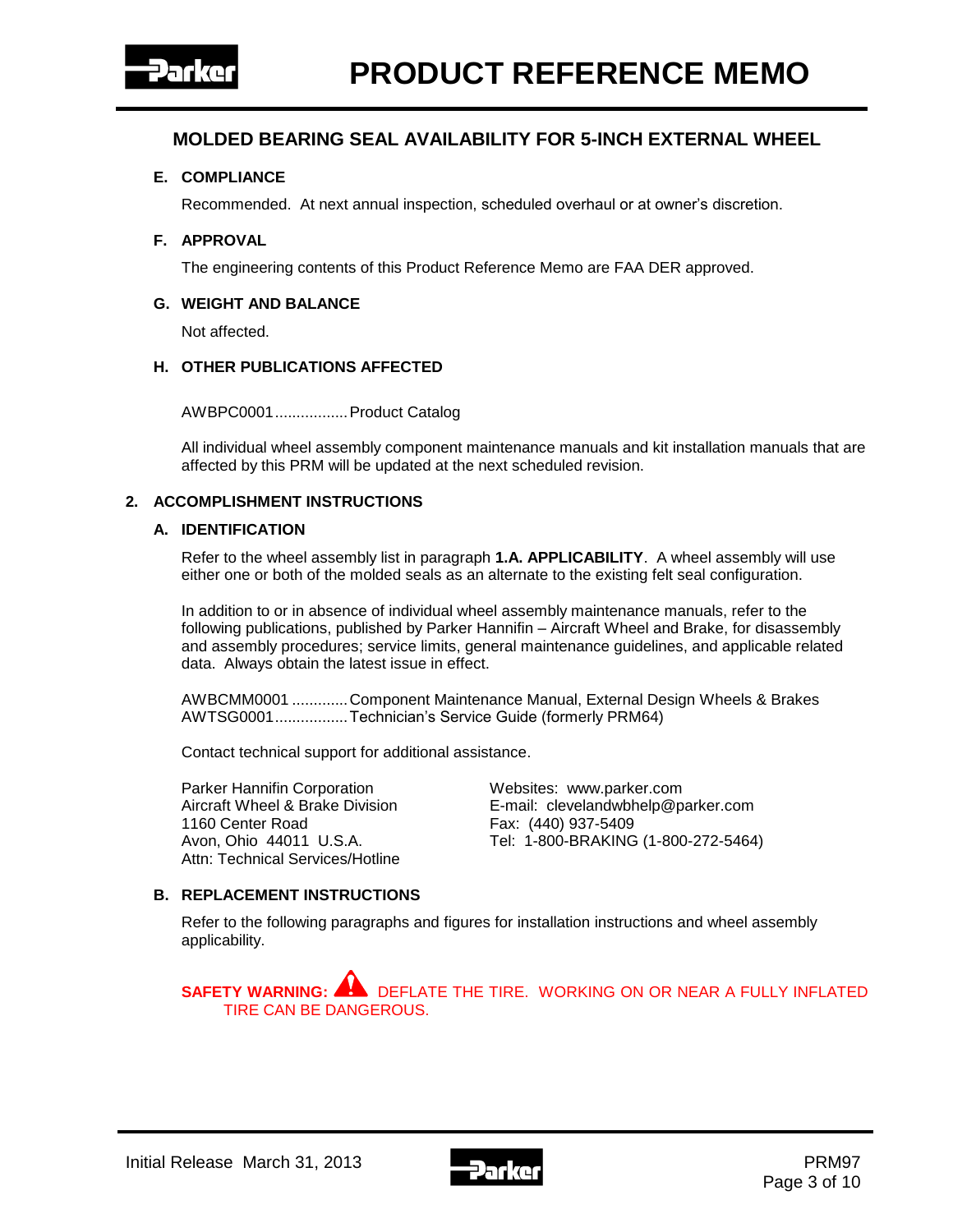# MOLDED BEARING SEAL AVAILABILITY FOR 5-INCH EXTERNAL WHEEL

### E. COMPLIANCE

Recommended. At next annual inspection, scheduled overhaul or at owner's discretion.

### F. APPROVAL

The engineering contents of this Product Reference Memo are FAA DER approved.

### G. WEIGHT AND BALANCE

Not affected.

### H. OTHER PUBLICATIONS AFFECTED

AWBPC0001.................Product Catalog

All individual wheel assembly component maintenance manuals and kit installation manuals that are affected by this PRM will be updated at the next scheduled revision.

## 2. ACCOMPLISHMENT INSTRUCTIONS

### A. IDENTIFICATION

Refer to the wheel assembly list in paragraph **1.A. APPLICABILITY**. A wheel assembly will use either one or both of the molded seals as an alternate to the existing felt seal configuration.

In addition to or in absence of individual wheel assembly maintenance manuals, refer to the following publications, published by Parker Hannifin – Aircraft Wheel and Brake, for disassembly and assembly procedures; service limits, general maintenance guidelines, and applicable related data. Always obtain the latest issue in effect.

AWBCMM0001 .............Component Maintenance Manual, External Design Wheels & Brakes
AWTSG0001.................Technician's Service Guide (formerly PRM64)

Contact technical support for additional assistance.

Parker Hannifin Corporation
Aircraft Wheel & Brake Division
1160 Center Road
Avon, Ohio 44011 U.S.A.
Attn: Technical Services/Hotline

Websites: www.parker.com
E-mail: clevelandwbhelp@parker.com
Fax: (440) 937-5409
Tel: 1-800-BRAKING (1-800-272-5464)

### B. REPLACEMENT INSTRUCTIONS

Refer to the following paragraphs and figures for installation instructions and wheel assembly applicability.

**SAFETY WARNING:** DEFLATE THE TIRE. WORKING ON OR NEAR A FULLY INFLATED TIRE CAN BE DANGEROUS.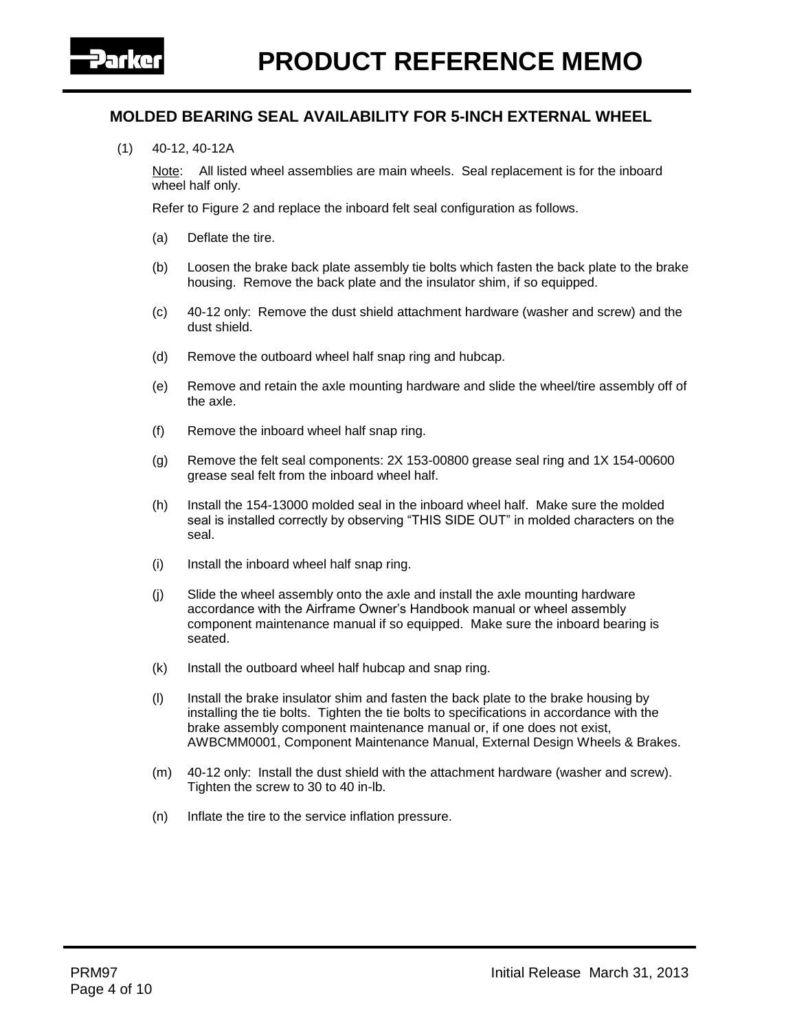## MOLDED BEARING SEAL AVAILABILITY FOR 5-INCH EXTERNAL WHEEL

(1) 40-12, 40-12A

Note: All listed wheel assemblies are main wheels. Seal replacement is for the inboard wheel half only.

Refer to Figure 2 and replace the inboard felt seal configuration as follows.

(a) Deflate the tire.

(b) Loosen the brake back plate assembly tie bolts which fasten the back plate to the brake housing. Remove the back plate and the insulator shim, if so equipped.

(c) 40-12 only: Remove the dust shield attachment hardware (washer and screw) and the dust shield.

(d) Remove the outboard wheel half snap ring and hubcap.

(e) Remove and retain the axle mounting hardware and slide the wheel/tire assembly off of the axle.

(f) Remove the inboard wheel half snap ring.

(g) Remove the felt seal components: 2X 153-00800 grease seal ring and 1X 154-00600 grease seal felt from the inboard wheel half.

(h) Install the 154-13000 molded seal in the inboard wheel half. Make sure the molded seal is installed correctly by observing “THIS SIDE OUT” in molded characters on the seal.

(i) Install the inboard wheel half snap ring.

(j) Slide the wheel assembly onto the axle and install the axle mounting hardware accordance with the Airframe Owner’s Handbook manual or wheel assembly component maintenance manual if so equipped. Make sure the inboard bearing is seated.

(k) Install the outboard wheel half hubcap and snap ring.

(l) Install the brake insulator shim and fasten the back plate to the brake housing by installing the tie bolts. Tighten the tie bolts to specifications in accordance with the brake assembly component maintenance manual or, if one does not exist, AWBCMM0001, Component Maintenance Manual, External Design Wheels & Brakes.

(m) 40-12 only: Install the dust shield with the attachment hardware (washer and screw). Tighten the screw to 30 to 40 in-lb.

(n) Inflate the tire to the service inflation pressure.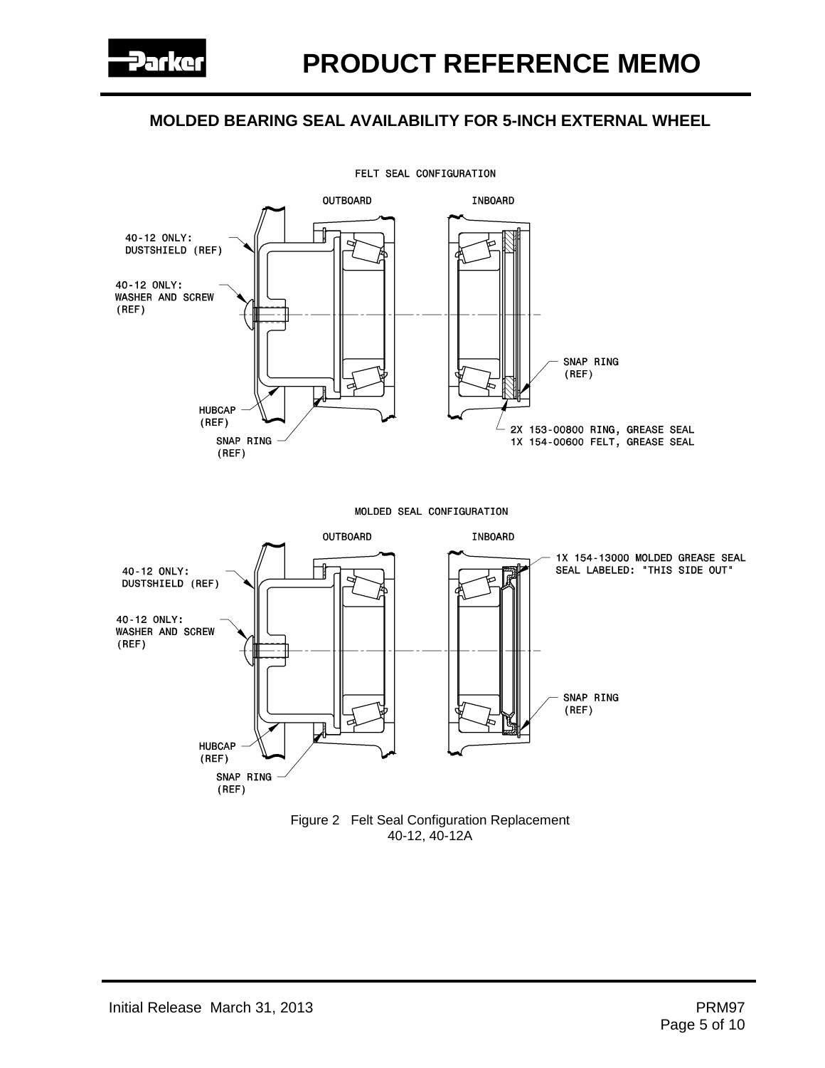## MOLDED BEARING SEAL AVAILABILITY FOR 5-INCH EXTERNAL WHEEL

FELT SEAL CONFIGURATION

OUTBOARD

INBOARD

40-12 ONLY: DUSTSHIELD (REF)

40-12 ONLY: WASHER AND SCREW (REF)

SNAP RING (REF)

HUBCAP (REF)

SNAP RING (REF)

2X 153-00800 RING, GREASE SEAL
1X 154-00600 FELT, GREASE SEAL

MOLDED SEAL CONFIGURATION

OUTBOARD

INBOARD

1X 154-13000 MOLDED GREASE SEAL
SEAL LABELED: "THIS SIDE OUT"

40-12 ONLY: DUSTSHIELD (REF)

40-12 ONLY: WASHER AND SCREW (REF)

SNAP RING (REF)

HUBCAP (REF)

SNAP RING (REF)

Figure 2 Felt Seal Configuration Replacement
40-12, 40-12A

Initial Release March 31, 2013

PRM97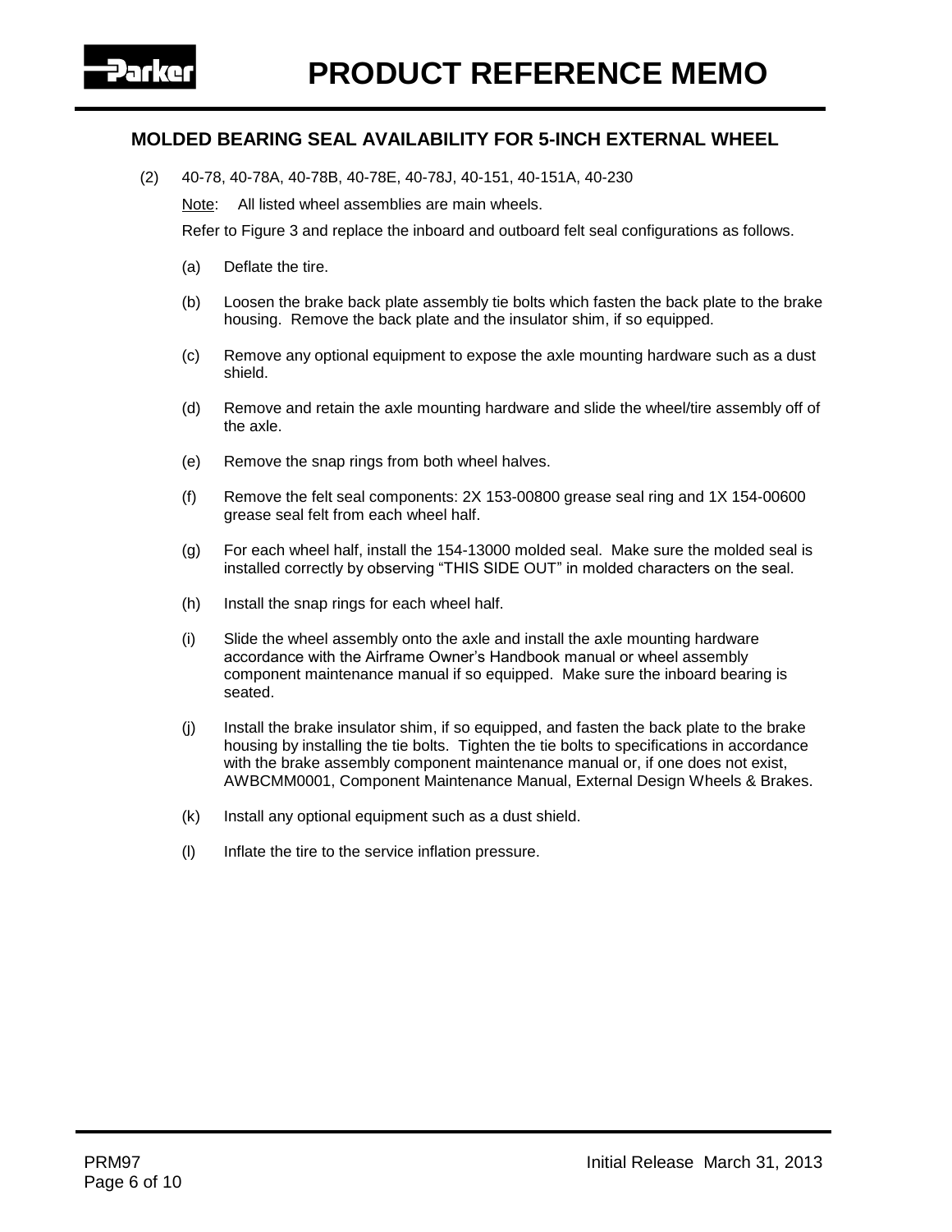## MOLDED BEARING SEAL AVAILABILITY FOR 5-INCH EXTERNAL WHEEL

(2) 40-78, 40-78A, 40-78B, 40-78E, 40-78J, 40-151, 40-151A, 40-230

Note: All listed wheel assemblies are main wheels.

Refer to Figure 3 and replace the inboard and outboard felt seal configurations as follows.

(a) Deflate the tire.

(b) Loosen the brake back plate assembly tie bolts which fasten the back plate to the brake housing. Remove the back plate and the insulator shim, if so equipped.

(c) Remove any optional equipment to expose the axle mounting hardware such as a dust shield.

(d) Remove and retain the axle mounting hardware and slide the wheel/tire assembly off of the axle.

(e) Remove the snap rings from both wheel halves.

(f) Remove the felt seal components: 2X 153-00800 grease seal ring and 1X 154-00600 grease seal felt from each wheel half.

(g) For each wheel half, install the 154-13000 molded seal. Make sure the molded seal is installed correctly by observing "THIS SIDE OUT" in molded characters on the seal.

(h) Install the snap rings for each wheel half.

(i) Slide the wheel assembly onto the axle and install the axle mounting hardware accordance with the Airframe Owner's Handbook manual or wheel assembly component maintenance manual if so equipped. Make sure the inboard bearing is seated.

(j) Install the brake insulator shim, if so equipped, and fasten the back plate to the brake housing by installing the tie bolts. Tighten the tie bolts to specifications in accordance with the brake assembly component maintenance manual or, if one does not exist, AWBCMM0001, Component Maintenance Manual, External Design Wheels & Brakes.

(k) Install any optional equipment such as a dust shield.

(l) Inflate the tire to the service inflation pressure.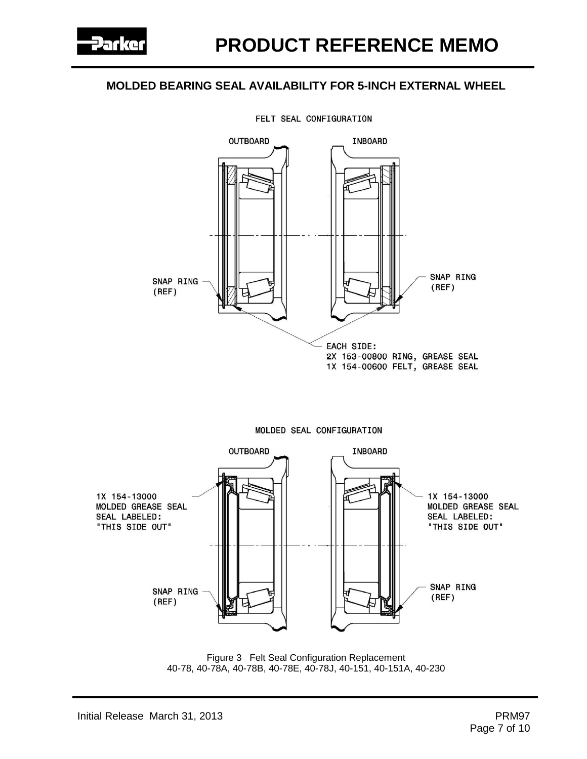# MOLDED BEARING SEAL AVAILABILITY FOR 5-INCH EXTERNAL WHEEL

FELT SEAL CONFIGURATION

OUTBOARD

INBOARD

SNAP RING (REF)

SNAP RING (REF)

EACH SIDE:
2X 153-00800 RING, GREASE SEAL
1X 154-00600 FELT, GREASE SEAL

MOLDED SEAL CONFIGURATION

OUTBOARD

INBOARD

1X 154-13000 MOLDED GREASE SEAL SEAL LABELED: "THIS SIDE OUT"

1X 154-13000 MOLDED GREASE SEAL SEAL LABELED: "THIS SIDE OUT"

SNAP RING (REF)

SNAP RING (REF)

Figure 3 Felt Seal Configuration Replacement
40-78, 40-78A, 40-78B, 40-78E, 40-78J, 40-151, 40-151A, 40-230

Initial Release March 31, 2013

PRM97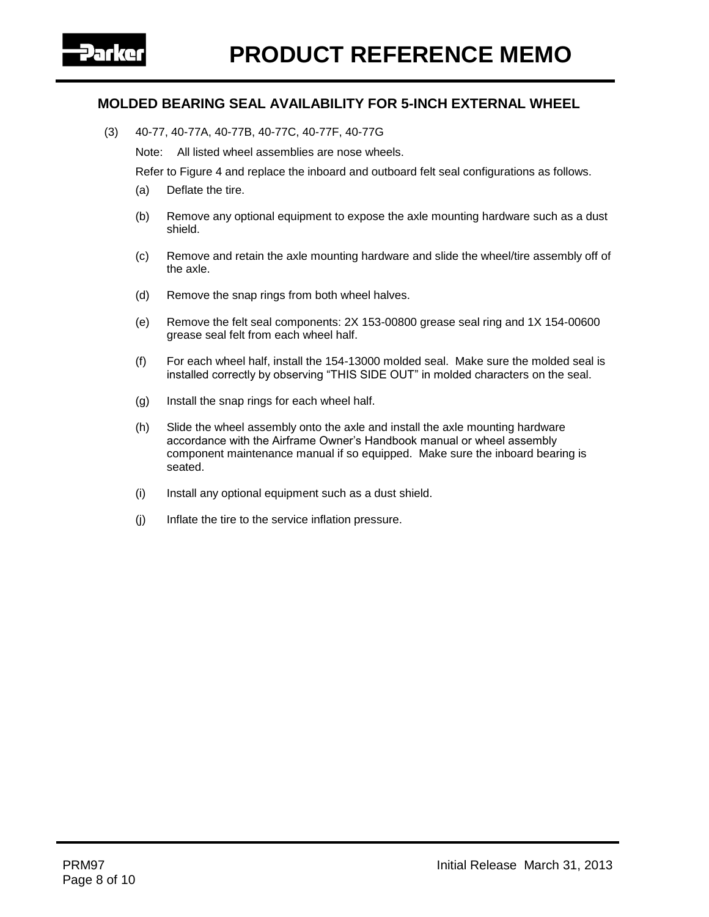## MOLDED BEARING SEAL AVAILABILITY FOR 5-INCH EXTERNAL WHEEL

(3) 40-77, 40-77A, 40-77B, 40-77C, 40-77F, 40-77G

Note: All listed wheel assemblies are nose wheels.

Refer to Figure 4 and replace the inboard and outboard felt seal configurations as follows.

(a) Deflate the tire.

(b) Remove any optional equipment to expose the axle mounting hardware such as a dust shield.

(c) Remove and retain the axle mounting hardware and slide the wheel/tire assembly off of the axle.

(d) Remove the snap rings from both wheel halves.

(e) Remove the felt seal components: 2X 153-00800 grease seal ring and 1X 154-00600 grease seal felt from each wheel half.

(f) For each wheel half, install the 154-13000 molded seal. Make sure the molded seal is installed correctly by observing “THIS SIDE OUT” in molded characters on the seal.

(g) Install the snap rings for each wheel half.

(h) Slide the wheel assembly onto the axle and install the axle mounting hardware accordance with the Airframe Owner’s Handbook manual or wheel assembly component maintenance manual if so equipped. Make sure the inboard bearing is seated.

(i) Install any optional equipment such as a dust shield.

(j) Inflate the tire to the service inflation pressure.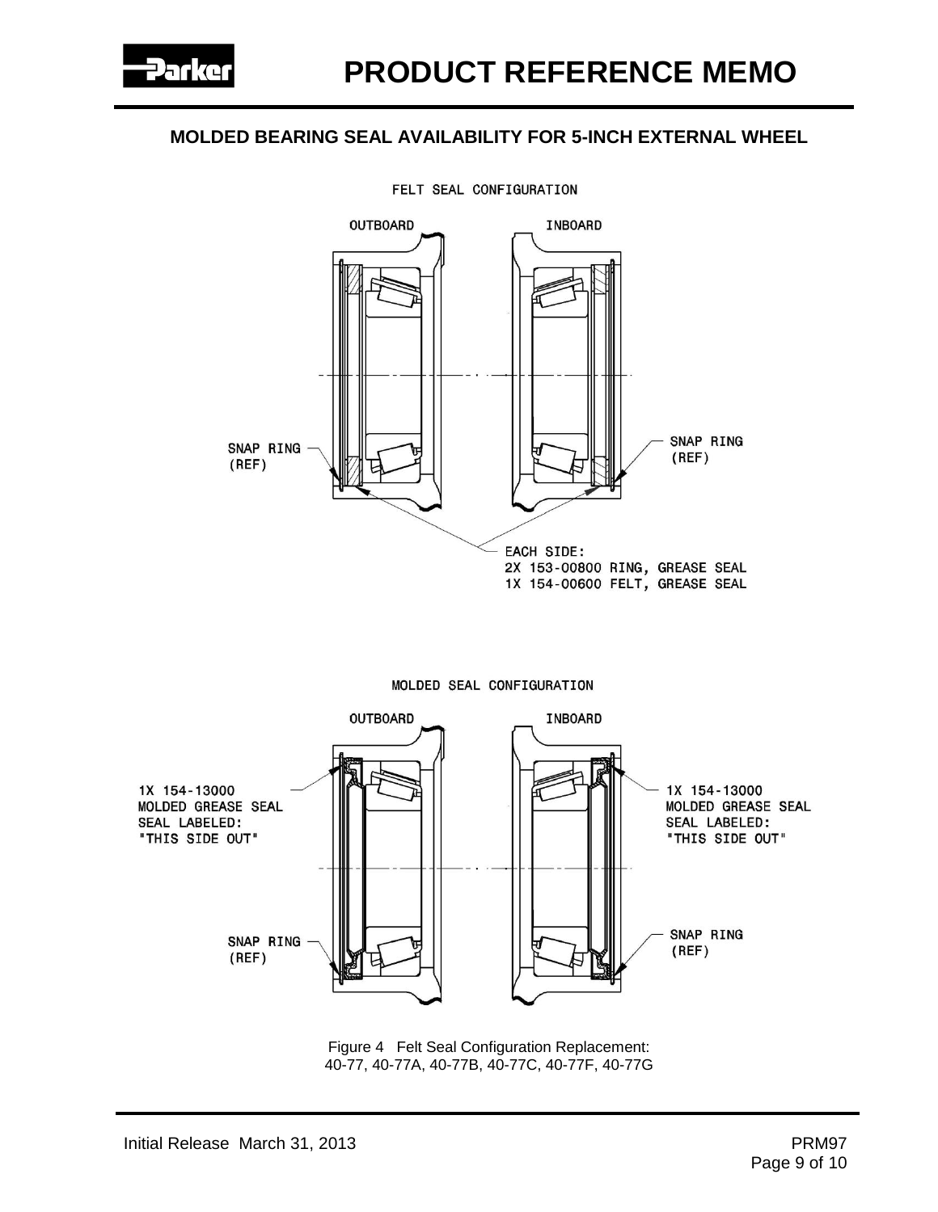## MOLDED BEARING SEAL AVAILABILITY FOR 5-INCH EXTERNAL WHEEL

FELT SEAL CONFIGURATION

OUTBOARD

INBOARD

SNAP RING (REF)

SNAP RING (REF)

EACH SIDE:
2X 153-00800 RING, GREASE SEAL
1X 154-00600 FELT, GREASE SEAL

MOLDED SEAL CONFIGURATION

OUTBOARD

INBOARD

1X 154-13000 MOLDED GREASE SEAL SEAL LABELED: "THIS SIDE OUT"

1X 154-13000 MOLDED GREASE SEAL SEAL LABELED: "THIS SIDE OUT"

SNAP RING (REF)

SNAP RING (REF)

Figure 4 Felt Seal Configuration Replacement:
40-77, 40-77A, 40-77B, 40-77C, 40-77F, 40-77G

Initial Release March 31, 2013

PRM97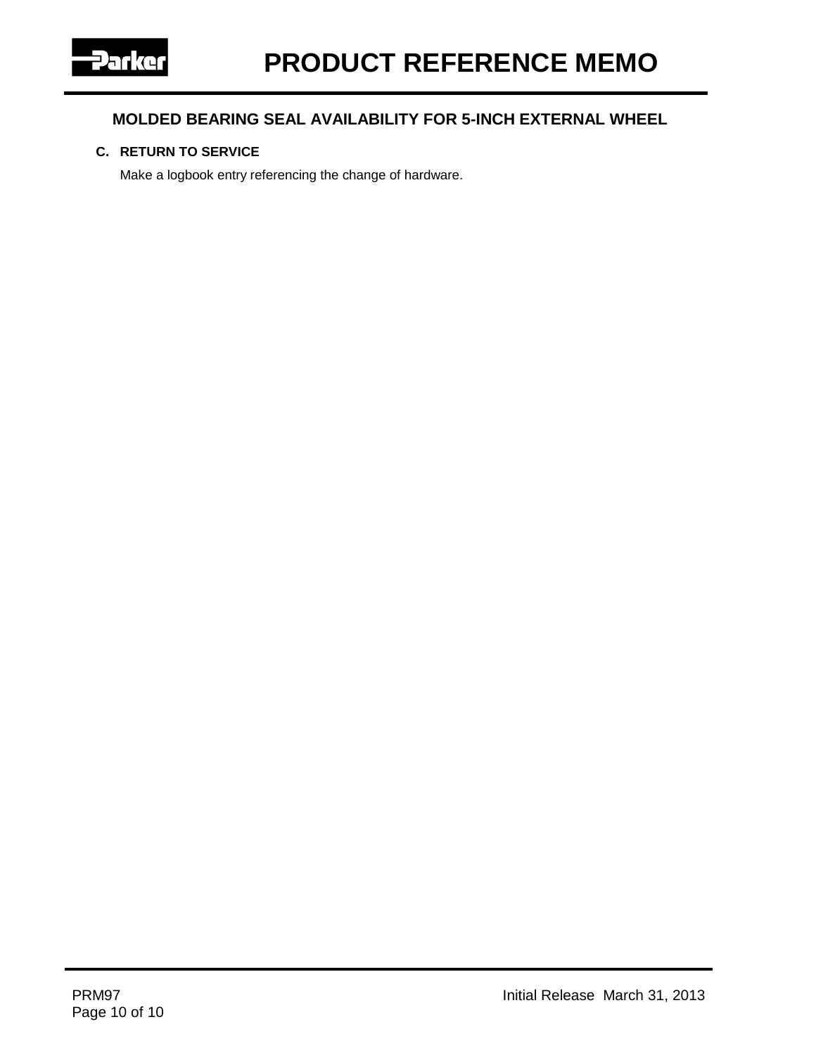### C. RETURN TO SERVICE

Make a logbook entry referencing the change of hardware.